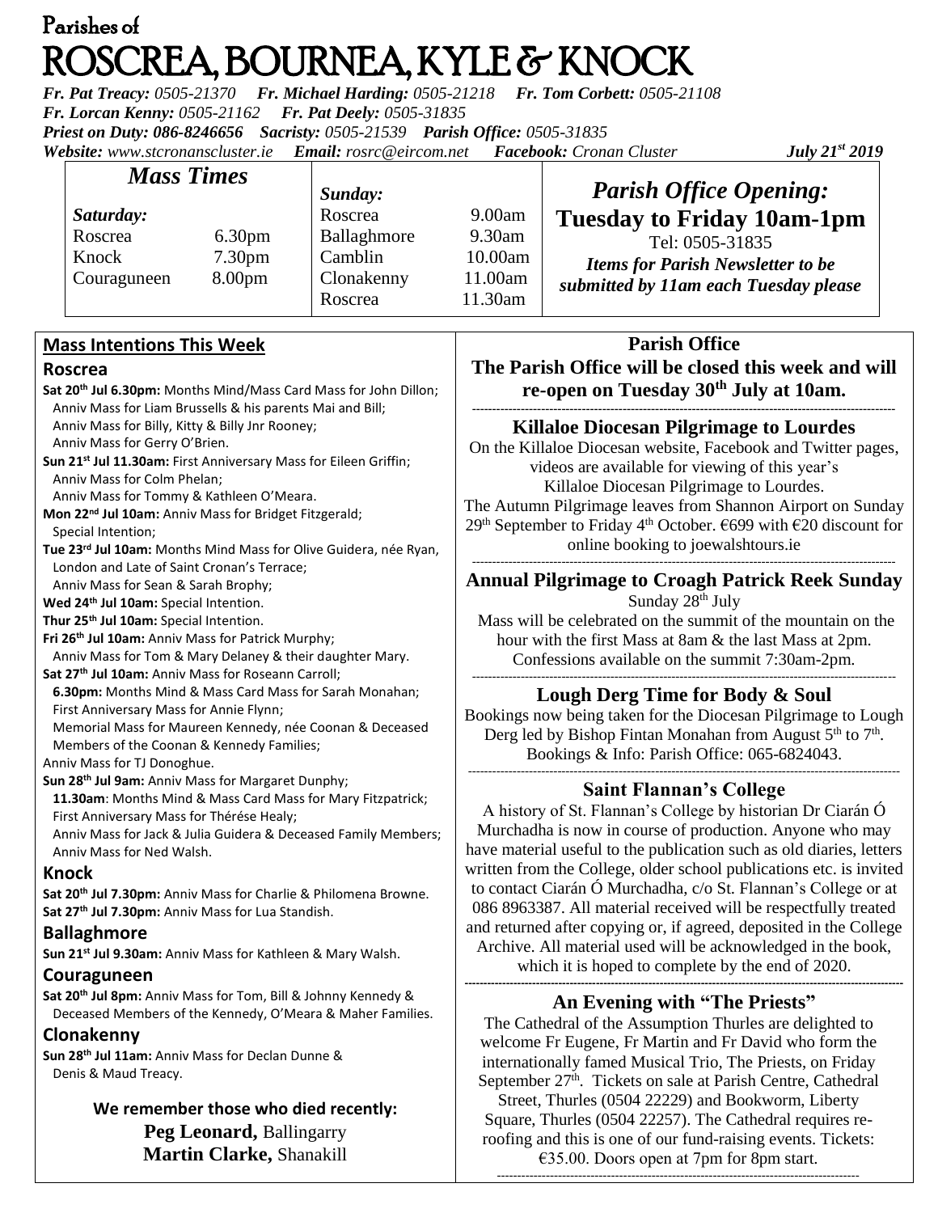# Parishes of ROSCREA, BOURNEA, KYLE & KNOCK

***Fr. Pat Treacy:** 0505-21370* ***Fr. Michael Harding:** 0505-21218* ***Fr. Tom Corbett:** 0505-21108*
***Fr. Lorcan Kenny:** 0505-21162* ***Fr. Pat Deely:** 0505-31835*
***Priest on Duty:** 086-8246656* ***Sacristy:** 0505-21539* ***Parish Office:** 0505-31835*
***Website:** www.stcronanscluster.ie* ***Email:** rosrc@eircom.net* ***Facebook:** Cronan Cluster* ***July 21st 2019***

## *Mass Times*

***Saturday:***

| | |
|---|---|
| Roscrea | 6.30pm |
| Knock | 7.30pm |
| Couraguneen | 8.00pm |

***Sunday:***

| | |
|---|---|
| Roscrea | 9.00am |
| Ballaghmore | 9.30am |
| Camblin | 10.00am |
| Clonakenny | 11.00am |
| Roscrea | 11.30am |

## *Parish Office Opening:*
**Tuesday to Friday 10am-1pm**
Tel: 0505-31835
***Items for Parish Newsletter to be submitted by 11am each Tuesday please***

## Mass Intentions This Week

### Roscrea

**Sat 20th Jul 6.30pm:** Months Mind/Mass Card Mass for John Dillon; Anniv Mass for Liam Brussells & his parents Mai and Bill; Anniv Mass for Billy, Kitty & Billy Jnr Rooney; Anniv Mass for Gerry O'Brien.
**Sun 21st Jul 11.30am:** First Anniversary Mass for Eileen Griffin; Anniv Mass for Colm Phelan; Anniv Mass for Tommy & Kathleen O'Meara.
**Mon 22nd Jul 10am:** Anniv Mass for Bridget Fitzgerald; Special Intention;
**Tue 23rd Jul 10am:** Months Mind Mass for Olive Guidera, née Ryan, London and Late of Saint Cronan's Terrace; Anniv Mass for Sean & Sarah Brophy;
**Wed 24th Jul 10am:** Special Intention.
**Thur 25th Jul 10am:** Special Intention.
**Fri 26th Jul 10am:** Anniv Mass for Patrick Murphy; Anniv Mass for Tom & Mary Delaney & their daughter Mary.
**Sat 27th Jul 10am:** Anniv Mass for Roseann Carroll;
**6.30pm:** Months Mind & Mass Card Mass for Sarah Monahan; First Anniversary Mass for Annie Flynn; Memorial Mass for Maureen Kennedy, née Coonan & Deceased Members of the Coonan & Kennedy Families; Anniv Mass for TJ Donoghue.
**Sun 28th Jul 9am:** Anniv Mass for Margaret Dunphy;
**11.30am**: Months Mind & Mass Card Mass for Mary Fitzpatrick; First Anniversary Mass for Thérése Healy; Anniv Mass for Jack & Julia Guidera & Deceased Family Members; Anniv Mass for Ned Walsh.

### Knock

**Sat 20th Jul 7.30pm:** Anniv Mass for Charlie & Philomena Browne.
**Sat 27th Jul 7.30pm:** Anniv Mass for Lua Standish.

### Ballaghmore

**Sun 21st Jul 9.30am:** Anniv Mass for Kathleen & Mary Walsh.

### Couraguneen

**Sat 20th Jul 8pm:** Anniv Mass for Tom, Bill & Johnny Kennedy & Deceased Members of the Kennedy, O'Meara & Maher Families.

### Clonakenny

**Sun 28th Jul 11am:** Anniv Mass for Declan Dunne & Denis & Maud Treacy.

**We remember those who died recently:**
**Peg Leonard,** Ballingarry
**Martin Clarke,** Shanakill

## Parish Office

**The Parish Office will be closed this week and will re-open on Tuesday 30th July at 10am.**

## Killaloe Diocesan Pilgrimage to Lourdes

On the Killaloe Diocesan website, Facebook and Twitter pages, videos are available for viewing of this year's Killaloe Diocesan Pilgrimage to Lourdes.
The Autumn Pilgrimage leaves from Shannon Airport on Sunday 29th September to Friday 4th October. €699 with €20 discount for online booking to joewalshtours.ie

## Annual Pilgrimage to Croagh Patrick Reek Sunday

Sunday 28th July
Mass will be celebrated on the summit of the mountain on the hour with the first Mass at 8am & the last Mass at 2pm. Confessions available on the summit 7:30am-2pm.

## Lough Derg Time for Body & Soul

Bookings now being taken for the Diocesan Pilgrimage to Lough Derg led by Bishop Fintan Monahan from August 5th to 7th. Bookings & Info: Parish Office: 065-6824043.

## Saint Flannan's College

A history of St. Flannan's College by historian Dr Ciarán Ó Murchadha is now in course of production. Anyone who may have material useful to the publication such as old diaries, letters written from the College, older school publications etc. is invited to contact Ciarán Ó Murchadha, c/o St. Flannan's College or at 086 8963387. All material received will be respectfully treated and returned after copying or, if agreed, deposited in the College Archive. All material used will be acknowledged in the book, which it is hoped to complete by the end of 2020.

## An Evening with "The Priests"

The Cathedral of the Assumption Thurles are delighted to welcome Fr Eugene, Fr Martin and Fr David who form the internationally famed Musical Trio, The Priests, on Friday September 27th. Tickets on sale at Parish Centre, Cathedral Street, Thurles (0504 22229) and Bookworm, Liberty Square, Thurles (0504 22257). The Cathedral requires re-roofing and this is one of our fund-raising events. Tickets: €35.00. Doors open at 7pm for 8pm start.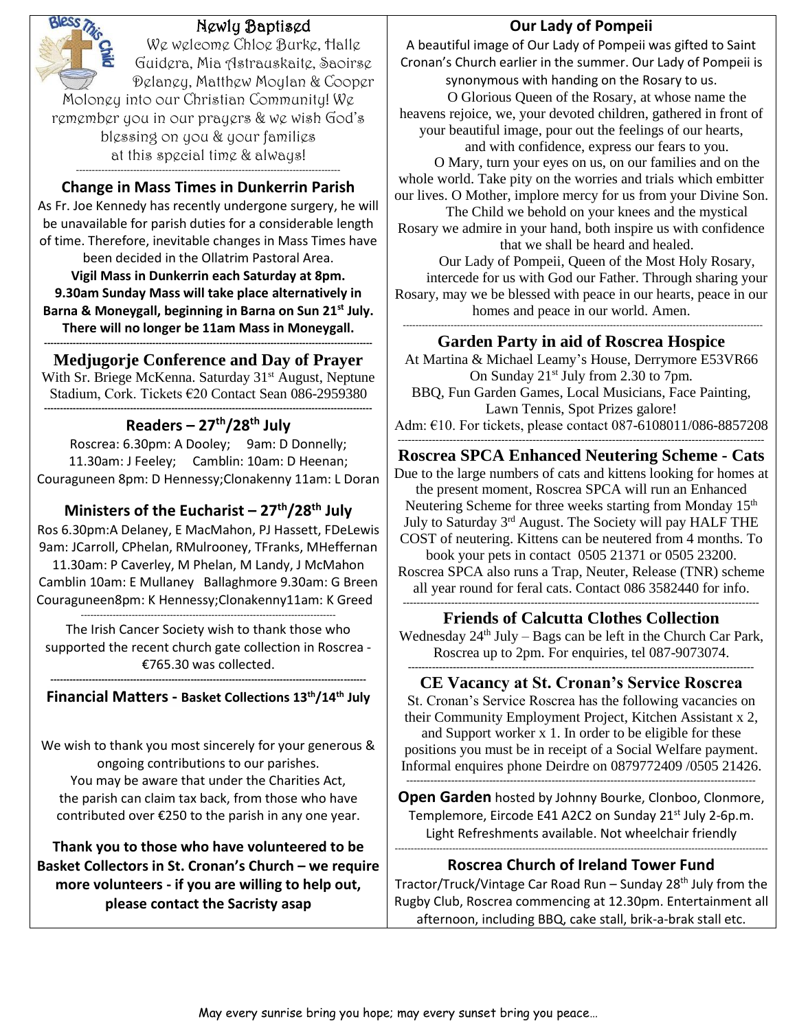## Newly Baptised

We welcome Chloe Burke, Halle Guidera, Mia Astrauskaite, Saoirse Delaney, Matthew Moylan & Cooper Moloney into our Christian Community! We remember you in our prayers & we wish God's blessing on you & your families at this special time & always!

---

## Change in Mass Times in Dunkerrin Parish

As Fr. Joe Kennedy has recently undergone surgery, he will be unavailable for parish duties for a considerable length of time. Therefore, inevitable changes in Mass Times have been decided in the Ollatrim Pastoral Area.

**Vigil Mass in Dunkerrin each Saturday at 8pm.**
**9.30am Sunday Mass will take place alternatively in Barna & Moneygall, beginning in Barna on Sun 21st July.**
**There will no longer be 11am Mass in Moneygall.**

---

## Medjugorje Conference and Day of Prayer

With Sr. Briege McKenna. Saturday 31st August, Neptune Stadium, Cork. Tickets €20 Contact Sean 086-2959380

---

## Readers – 27th/28th July

Roscrea: 6.30pm: A Dooley; 9am: D Donnelly; 11.30am: J Feeley; Camblin: 10am: D Heenan; Couraguneen 8pm: D Hennessy;Clonakenny 11am: L Doran

## Ministers of the Eucharist – 27th/28th July

Ros 6.30pm:A Delaney, E MacMahon, PJ Hassett, FDeLewis
9am: JCarroll, CPhelan, RMulrooney, TFranks, MHeffernan
11.30am: P Caverley, M Phelan, M Landy, J McMahon
Camblin 10am: E Mullaney Ballaghmore 9.30am: G Breen
Couraguneen8pm: K Hennessy;Clonakenny11am: K Greed

---

The Irish Cancer Society wish to thank those who supported the recent church gate collection in Roscrea - €765.30 was collected.

---

## Financial Matters - Basket Collections 13th/14th July

We wish to thank you most sincerely for your generous & ongoing contributions to our parishes.
You may be aware that under the Charities Act, the parish can claim tax back, from those who have contributed over €250 to the parish in any one year.

**Thank you to those who have volunteered to be Basket Collectors in St. Cronan's Church – we require more volunteers - if you are willing to help out, please contact the Sacristy asap**

## Our Lady of Pompeii

A beautiful image of Our Lady of Pompeii was gifted to Saint Cronan's Church earlier in the summer. Our Lady of Pompeii is synonymous with handing on the Rosary to us.

O Glorious Queen of the Rosary, at whose name the heavens rejoice, we, your devoted children, gathered in front of your beautiful image, pour out the feelings of our hearts, and with confidence, express our fears to you.

O Mary, turn your eyes on us, on our families and on the whole world. Take pity on the worries and trials which embitter our lives. O Mother, implore mercy for us from your Divine Son.

The Child we behold on your knees and the mystical Rosary we admire in your hand, both inspire us with confidence that we shall be heard and healed.

Our Lady of Pompeii, Queen of the Most Holy Rosary, intercede for us with God our Father. Through sharing your Rosary, may we be blessed with peace in our hearts, peace in our homes and peace in our world. Amen.

---

## Garden Party in aid of Roscrea Hospice

At Martina & Michael Leamy's House, Derrymore E53VR66
On Sunday 21st July from 2.30 to 7pm.
BBQ, Fun Garden Games, Local Musicians, Face Painting, Lawn Tennis, Spot Prizes galore!
Adm: €10. For tickets, please contact 087-6108011/086-8857208

---

## Roscrea SPCA Enhanced Neutering Scheme - Cats

Due to the large numbers of cats and kittens looking for homes at the present moment, Roscrea SPCA will run an Enhanced Neutering Scheme for three weeks starting from Monday 15th July to Saturday 3rd August. The Society will pay HALF THE COST of neutering. Kittens can be neutered from 4 months. To book your pets in contact 0505 21371 or 0505 23200.
Roscrea SPCA also runs a Trap, Neuter, Release (TNR) scheme all year round for feral cats. Contact 086 3582440 for info.

---

## Friends of Calcutta Clothes Collection

Wednesday 24th July – Bags can be left in the Church Car Park, Roscrea up to 2pm. For enquiries, tel 087-9073074.

---

## CE Vacancy at St. Cronan's Service Roscrea

St. Cronan's Service Roscrea has the following vacancies on their Community Employment Project, Kitchen Assistant x 2, and Support worker x 1. In order to be eligible for these positions you must be in receipt of a Social Welfare payment. Informal enquires phone Deirdre on 0879772409 /0505 21426.

---

**Open Garden** hosted by Johnny Bourke, Clonboo, Clonmore, Templemore, Eircode E41 A2C2 on Sunday 21st July 2-6p.m. Light Refreshments available. Not wheelchair friendly

---

## Roscrea Church of Ireland Tower Fund

Tractor/Truck/Vintage Car Road Run – Sunday 28th July from the Rugby Club, Roscrea commencing at 12.30pm. Entertainment all afternoon, including BBQ, cake stall, brik-a-brak stall etc.

May every sunrise bring you hope; may every sunset bring you peace…